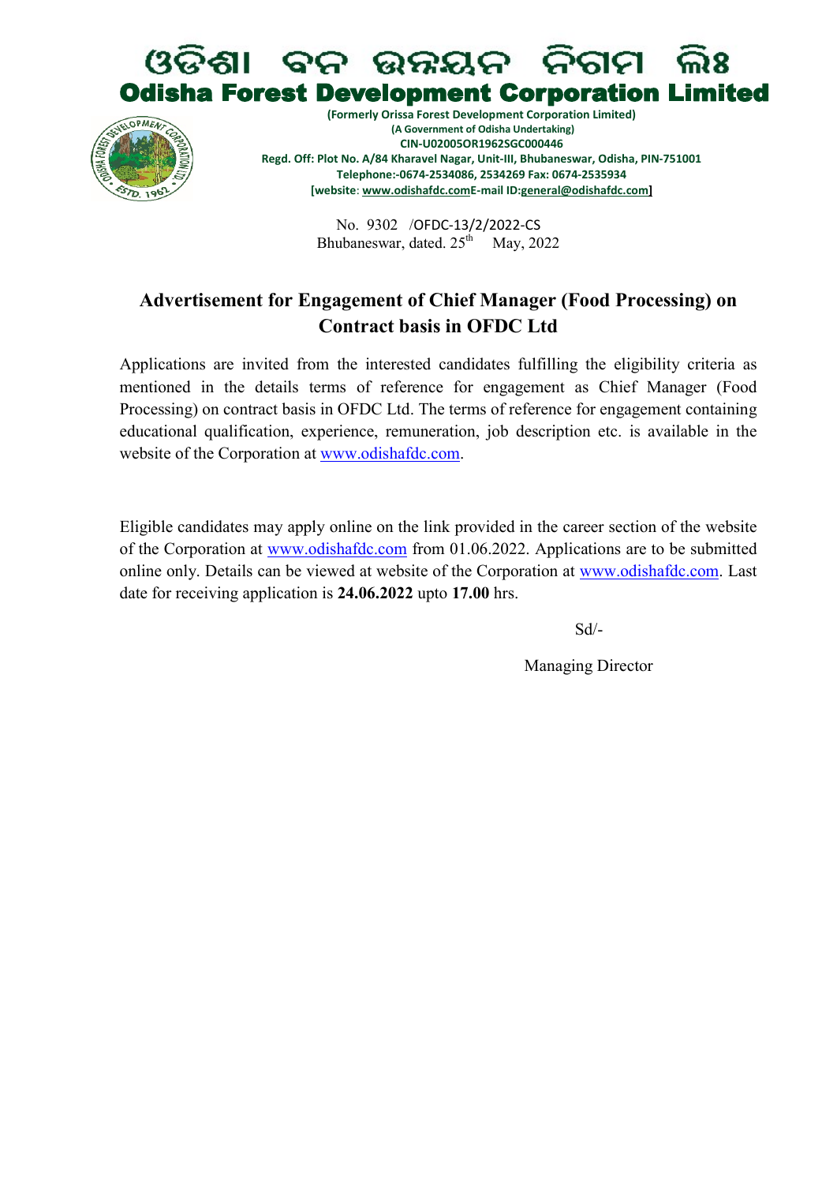# ଓଡିଶା ବନ ଉନ୍ନୟନ ନିଗମ ଲିଃ

# Odisha Forest Development Corporation Limited

**(Formerly Orissa Forest Development Corporation Limited)**
**(A Government of Odisha Undertaking)**
**CIN-U02005OR1962SGC000446**
**Regd. Off: Plot No. A/84 Kharavel Nagar, Unit-III, Bhubaneswar, Odisha, PIN-751001**
**Telephone:-0674-2534086, 2534269 Fax: 0674-2535934**
**[website: www.odishafdc.comE-mail ID:general@odishafdc.com]**

No. 9302 /OFDC-13/2/2022-CS
Bhubaneswar, dated. 25th May, 2022

## Advertisement for Engagement of Chief Manager (Food Processing) on Contract basis in OFDC Ltd

Applications are invited from the interested candidates fulfilling the eligibility criteria as mentioned in the details terms of reference for engagement as Chief Manager (Food Processing) on contract basis in OFDC Ltd. The terms of reference for engagement containing educational qualification, experience, remuneration, job description etc. is available in the website of the Corporation at www.odishafdc.com.

Eligible candidates may apply online on the link provided in the career section of the website of the Corporation at www.odishafdc.com from 01.06.2022. Applications are to be submitted online only. Details can be viewed at website of the Corporation at www.odishafdc.com. Last date for receiving application is **24.06.2022** upto **17.00** hrs.

Sd/-

Managing Director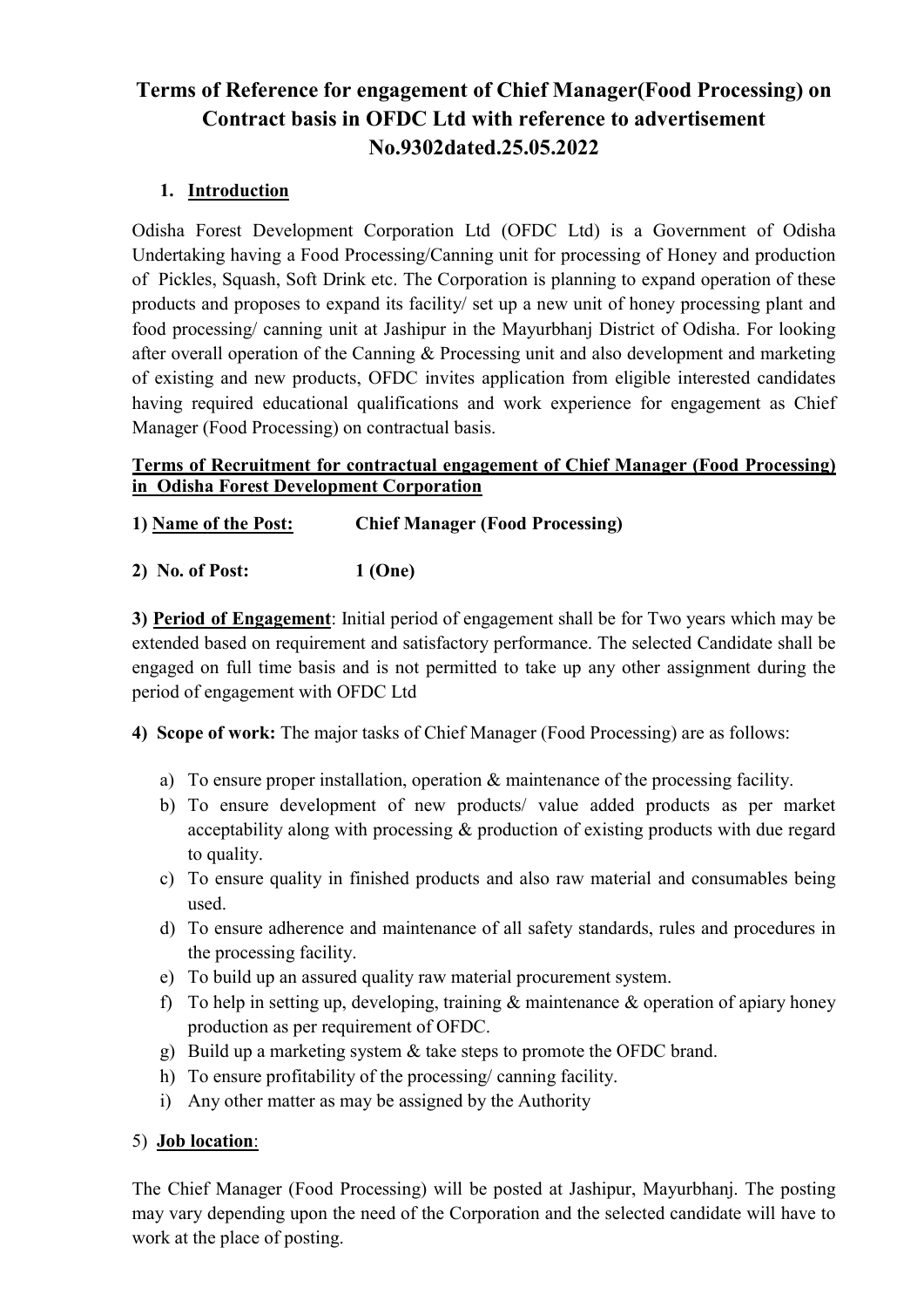# Terms of Reference for engagement of Chief Manager(Food Processing) on Contract basis in OFDC Ltd with reference to advertisement No.9302dated.25.05.2022

## 1. Introduction

Odisha Forest Development Corporation Ltd (OFDC Ltd) is a Government of Odisha Undertaking having a Food Processing/Canning unit for processing of Honey and production of Pickles, Squash, Soft Drink etc. The Corporation is planning to expand operation of these products and proposes to expand its facility/ set up a new unit of honey processing plant and food processing/ canning unit at Jashipur in the Mayurbhanj District of Odisha. For looking after overall operation of the Canning & Processing unit and also development and marketing of existing and new products, OFDC invites application from eligible interested candidates having required educational qualifications and work experience for engagement as Chief Manager (Food Processing) on contractual basis.

**Terms of Recruitment for contractual engagement of Chief Manager (Food Processing) in Odisha Forest Development Corporation**

**1) Name of the Post: Chief Manager (Food Processing)**

**2) No. of Post: 1 (One)**

**3) Period of Engagement**: Initial period of engagement shall be for Two years which may be extended based on requirement and satisfactory performance. The selected Candidate shall be engaged on full time basis and is not permitted to take up any other assignment during the period of engagement with OFDC Ltd

**4) Scope of work:** The major tasks of Chief Manager (Food Processing) are as follows:

a) To ensure proper installation, operation & maintenance of the processing facility.

b) To ensure development of new products/ value added products as per market acceptability along with processing & production of existing products with due regard to quality.

c) To ensure quality in finished products and also raw material and consumables being used.

d) To ensure adherence and maintenance of all safety standards, rules and procedures in the processing facility.

e) To build up an assured quality raw material procurement system.

f) To help in setting up, developing, training & maintenance & operation of apiary honey production as per requirement of OFDC.

g) Build up a marketing system & take steps to promote the OFDC brand.

h) To ensure profitability of the processing/ canning facility.

i) Any other matter as may be assigned by the Authority

5) **Job location**:

The Chief Manager (Food Processing) will be posted at Jashipur, Mayurbhanj. The posting may vary depending upon the need of the Corporation and the selected candidate will have to work at the place of posting.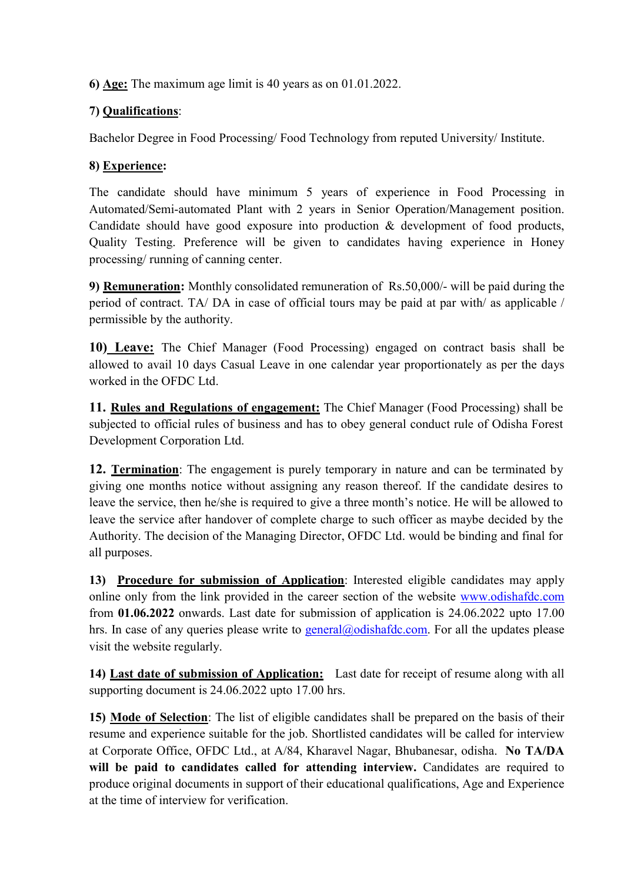**6) <u>Age:</u>** The maximum age limit is 40 years as on 01.01.2022.

**7) <u>Qualifications</u>**:

Bachelor Degree in Food Processing/ Food Technology from reputed University/ Institute.

**8) <u>Experience</u>:**

The candidate should have minimum 5 years of experience in Food Processing in Automated/Semi-automated Plant with 2 years in Senior Operation/Management position. Candidate should have good exposure into production & development of food products, Quality Testing. Preference will be given to candidates having experience in Honey processing/ running of canning center.

**9) <u>Remuneration</u>:** Monthly consolidated remuneration of Rs.50,000/- will be paid during the period of contract. TA/ DA in case of official tours may be paid at par with/ as applicable / permissible by the authority.

**10) <u>Leave:</u>** The Chief Manager (Food Processing) engaged on contract basis shall be allowed to avail 10 days Casual Leave in one calendar year proportionately as per the days worked in the OFDC Ltd.

**11. <u>Rules and Regulations of engagement:</u>** The Chief Manager (Food Processing) shall be subjected to official rules of business and has to obey general conduct rule of Odisha Forest Development Corporation Ltd.

**12. <u>Termination</u>**: The engagement is purely temporary in nature and can be terminated by giving one months notice without assigning any reason thereof. If the candidate desires to leave the service, then he/she is required to give a three month's notice. He will be allowed to leave the service after handover of complete charge to such officer as maybe decided by the Authority. The decision of the Managing Director, OFDC Ltd. would be binding and final for all purposes.

**13) <u>Procedure for submission of Application</u>**: Interested eligible candidates may apply online only from the link provided in the career section of the website [www.odishafdc.com](http://www.odishafdc.com) from **01.06.2022** onwards. Last date for submission of application is 24.06.2022 upto 17.00 hrs. In case of any queries please write to [general@odishafdc.com](mailto:general@odishafdc.com). For all the updates please visit the website regularly.

**14) <u>Last date of submission of Application:</u>** Last date for receipt of resume along with all supporting document is 24.06.2022 upto 17.00 hrs.

**15) <u>Mode of Selection</u>**: The list of eligible candidates shall be prepared on the basis of their resume and experience suitable for the job. Shortlisted candidates will be called for interview at Corporate Office, OFDC Ltd., at A/84, Kharavel Nagar, Bhubanesar, odisha. **No TA/DA will be paid to candidates called for attending interview.** Candidates are required to produce original documents in support of their educational qualifications, Age and Experience at the time of interview for verification.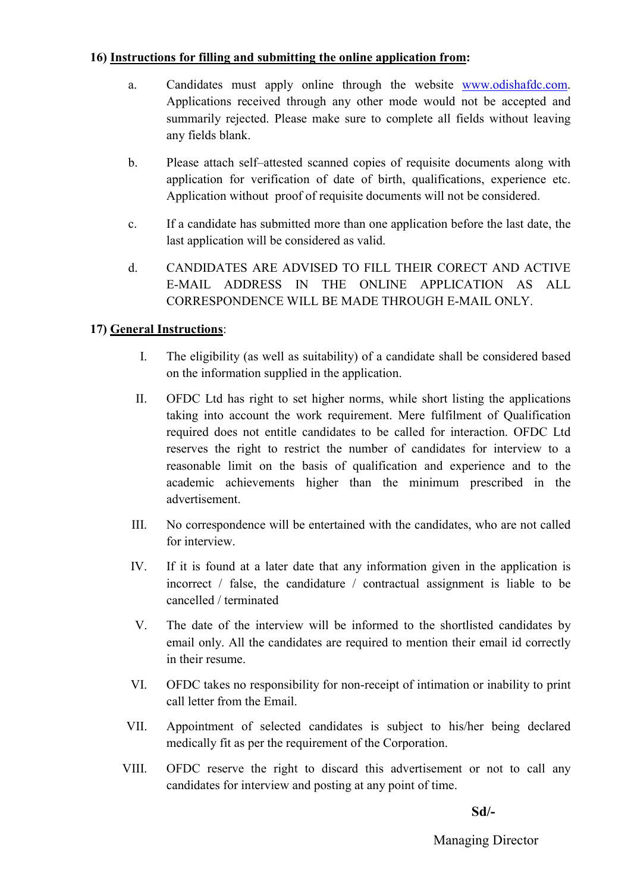16) **<u>Instructions for filling and submitting the online application from</u>:**

a. Candidates must apply online through the website [www.odishafdc.com](http://www.odishafdc.com). Applications received through any other mode would not be accepted and summarily rejected. Please make sure to complete all fields without leaving any fields blank.

b. Please attach self–attested scanned copies of requisite documents along with application for verification of date of birth, qualifications, experience etc. Application without proof of requisite documents will not be considered.

c. If a candidate has submitted more than one application before the last date, the last application will be considered as valid.

d. CANDIDATES ARE ADVISED TO FILL THEIR CORECT AND ACTIVE E-MAIL ADDRESS IN THE ONLINE APPLICATION AS ALL CORRESPONDENCE WILL BE MADE THROUGH E-MAIL ONLY.

17) **<u>General Instructions</u>**:

I. The eligibility (as well as suitability) of a candidate shall be considered based on the information supplied in the application.

II. OFDC Ltd has right to set higher norms, while short listing the applications taking into account the work requirement. Mere fulfilment of Qualification required does not entitle candidates to be called for interaction. OFDC Ltd reserves the right to restrict the number of candidates for interview to a reasonable limit on the basis of qualification and experience and to the academic achievements higher than the minimum prescribed in the advertisement.

III. No correspondence will be entertained with the candidates, who are not called for interview.

IV. If it is found at a later date that any information given in the application is incorrect / false, the candidature / contractual assignment is liable to be cancelled / terminated

V. The date of the interview will be informed to the shortlisted candidates by email only. All the candidates are required to mention their email id correctly in their resume.

VI. OFDC takes no responsibility for non-receipt of intimation or inability to print call letter from the Email.

VII. Appointment of selected candidates is subject to his/her being declared medically fit as per the requirement of the Corporation.

VIII. OFDC reserve the right to discard this advertisement or not to call any candidates for interview and posting at any point of time.

**Sd/-**

Managing Director